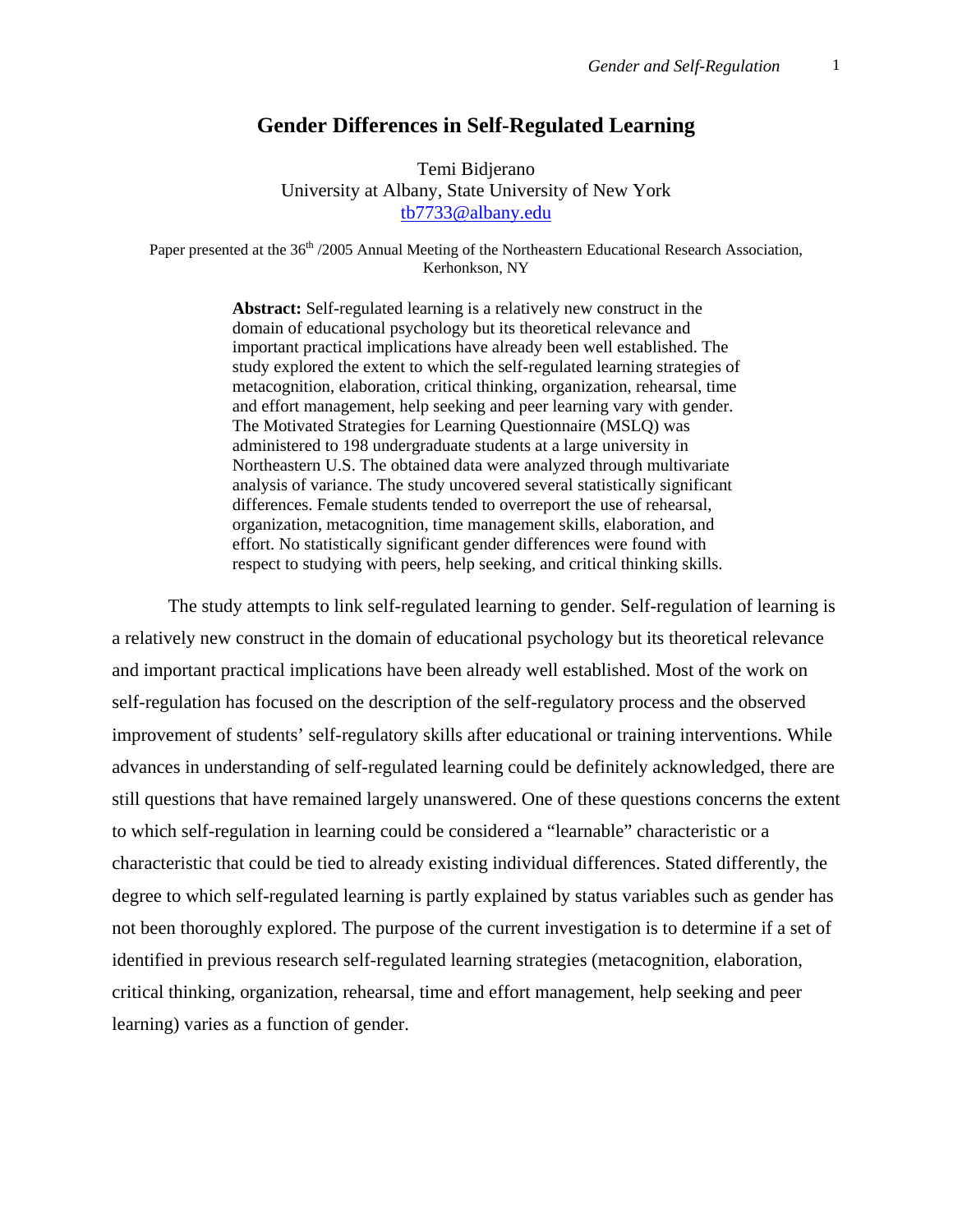# Gender Differences in Self-Regulated Learning

Temi Bidjerano
University at Albany, State University of New York
tb7733@albany.edu

Paper presented at the 36th /2005 Annual Meeting of the Northeastern Educational Research Association, Kerhonkson, NY

**Abstract:** Self-regulated learning is a relatively new construct in the domain of educational psychology but its theoretical relevance and important practical implications have already been well established. The study explored the extent to which the self-regulated learning strategies of metacognition, elaboration, critical thinking, organization, rehearsal, time and effort management, help seeking and peer learning vary with gender. The Motivated Strategies for Learning Questionnaire (MSLQ) was administered to 198 undergraduate students at a large university in Northeastern U.S. The obtained data were analyzed through multivariate analysis of variance. The study uncovered several statistically significant differences. Female students tended to overreport the use of rehearsal, organization, metacognition, time management skills, elaboration, and effort. No statistically significant gender differences were found with respect to studying with peers, help seeking, and critical thinking skills.

The study attempts to link self-regulated learning to gender. Self-regulation of learning is a relatively new construct in the domain of educational psychology but its theoretical relevance and important practical implications have been already well established. Most of the work on self-regulation has focused on the description of the self-regulatory process and the observed improvement of students' self-regulatory skills after educational or training interventions. While advances in understanding of self-regulated learning could be definitely acknowledged, there are still questions that have remained largely unanswered. One of these questions concerns the extent to which self-regulation in learning could be considered a "learnable" characteristic or a characteristic that could be tied to already existing individual differences. Stated differently, the degree to which self-regulated learning is partly explained by status variables such as gender has not been thoroughly explored. The purpose of the current investigation is to determine if a set of identified in previous research self-regulated learning strategies (metacognition, elaboration, critical thinking, organization, rehearsal, time and effort management, help seeking and peer learning) varies as a function of gender.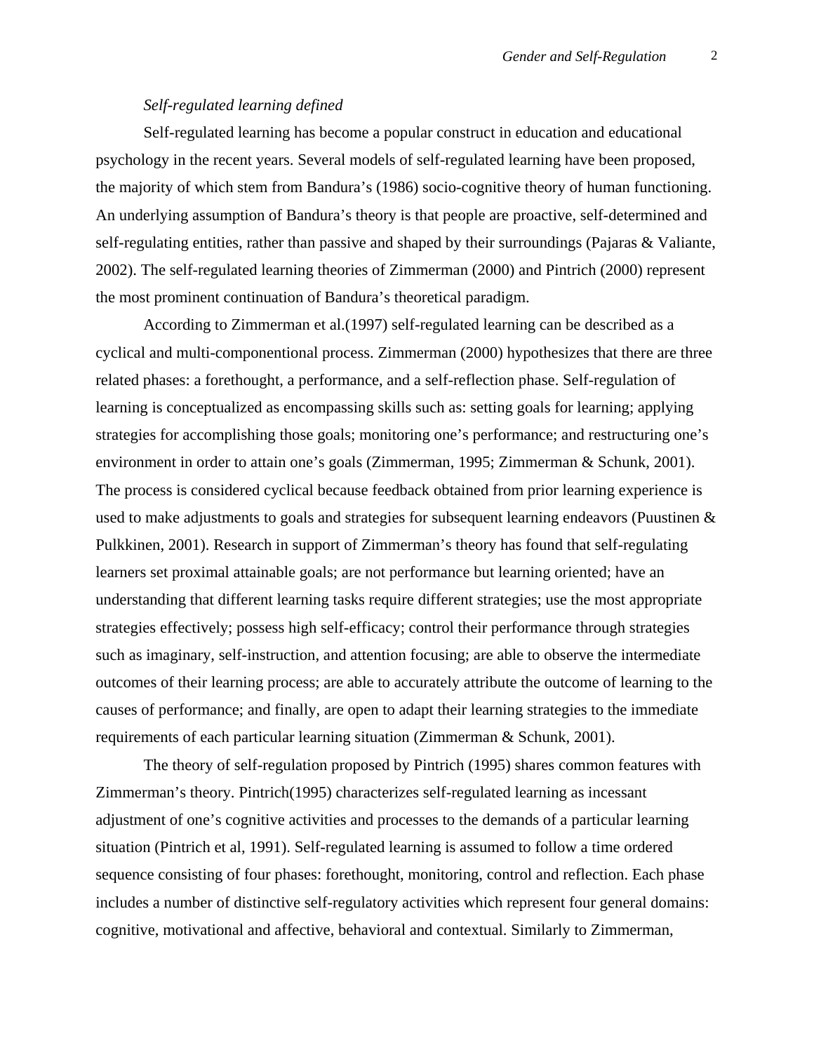*Self-regulated learning defined*

Self-regulated learning has become a popular construct in education and educational psychology in the recent years. Several models of self-regulated learning have been proposed, the majority of which stem from Bandura's (1986) socio-cognitive theory of human functioning. An underlying assumption of Bandura's theory is that people are proactive, self-determined and self-regulating entities, rather than passive and shaped by their surroundings (Pajaras & Valiante, 2002). The self-regulated learning theories of Zimmerman (2000) and Pintrich (2000) represent the most prominent continuation of Bandura's theoretical paradigm.

According to Zimmerman et al.(1997) self-regulated learning can be described as a cyclical and multi-componentional process. Zimmerman (2000) hypothesizes that there are three related phases: a forethought, a performance, and a self-reflection phase. Self-regulation of learning is conceptualized as encompassing skills such as: setting goals for learning; applying strategies for accomplishing those goals; monitoring one's performance; and restructuring one's environment in order to attain one's goals (Zimmerman, 1995; Zimmerman & Schunk, 2001). The process is considered cyclical because feedback obtained from prior learning experience is used to make adjustments to goals and strategies for subsequent learning endeavors (Puustinen & Pulkkinen, 2001). Research in support of Zimmerman's theory has found that self-regulating learners set proximal attainable goals; are not performance but learning oriented; have an understanding that different learning tasks require different strategies; use the most appropriate strategies effectively; possess high self-efficacy; control their performance through strategies such as imaginary, self-instruction, and attention focusing; are able to observe the intermediate outcomes of their learning process; are able to accurately attribute the outcome of learning to the causes of performance; and finally, are open to adapt their learning strategies to the immediate requirements of each particular learning situation (Zimmerman & Schunk, 2001).

The theory of self-regulation proposed by Pintrich (1995) shares common features with Zimmerman's theory. Pintrich(1995) characterizes self-regulated learning as incessant adjustment of one's cognitive activities and processes to the demands of a particular learning situation (Pintrich et al, 1991). Self-regulated learning is assumed to follow a time ordered sequence consisting of four phases: forethought, monitoring, control and reflection. Each phase includes a number of distinctive self-regulatory activities which represent four general domains: cognitive, motivational and affective, behavioral and contextual. Similarly to Zimmerman,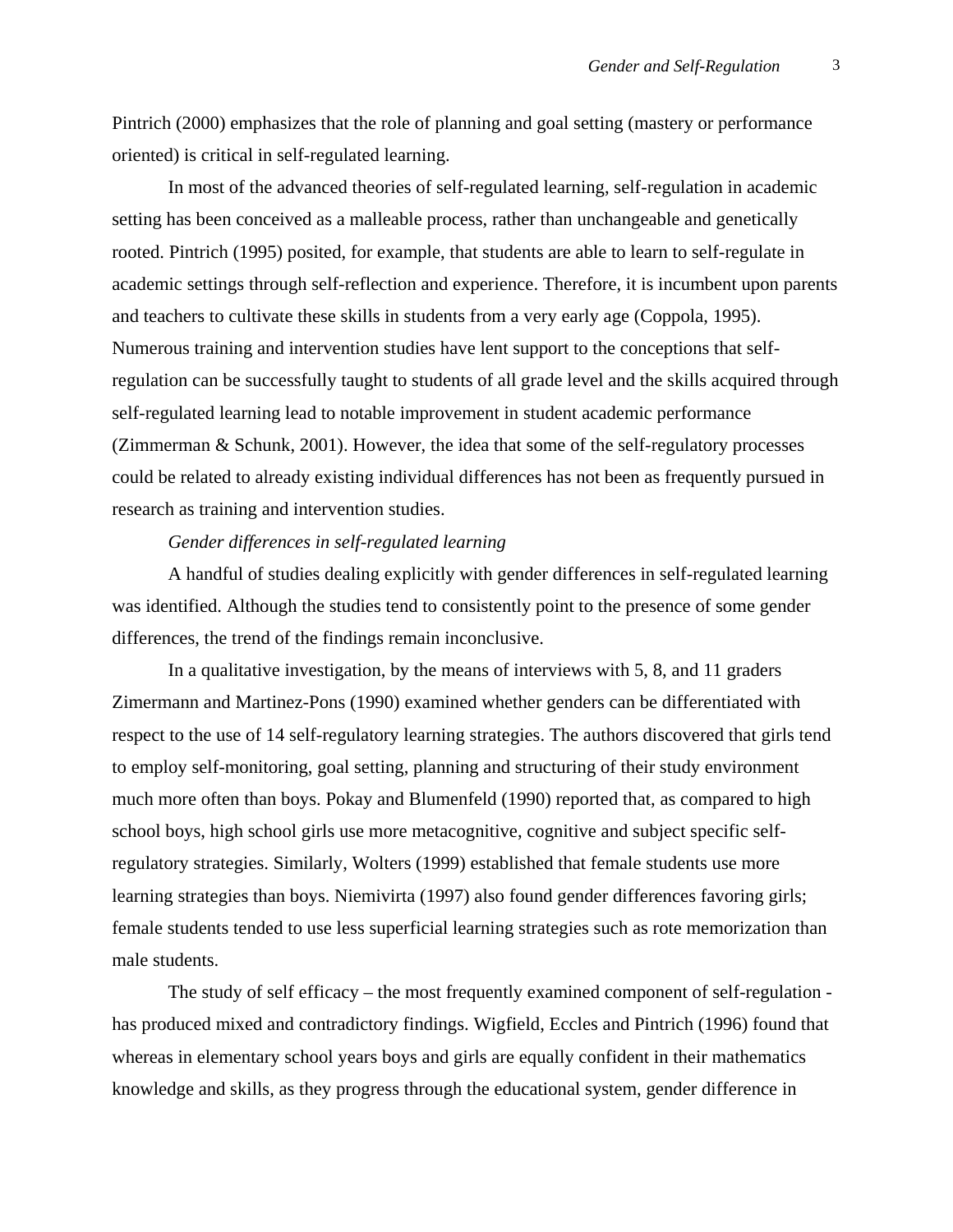Pintrich (2000) emphasizes that the role of planning and goal setting (mastery or performance oriented) is critical in self-regulated learning.

In most of the advanced theories of self-regulated learning, self-regulation in academic setting has been conceived as a malleable process, rather than unchangeable and genetically rooted. Pintrich (1995) posited, for example, that students are able to learn to self-regulate in academic settings through self-reflection and experience. Therefore, it is incumbent upon parents and teachers to cultivate these skills in students from a very early age (Coppola, 1995). Numerous training and intervention studies have lent support to the conceptions that self-regulation can be successfully taught to students of all grade level and the skills acquired through self-regulated learning lead to notable improvement in student academic performance (Zimmerman & Schunk, 2001). However, the idea that some of the self-regulatory processes could be related to already existing individual differences has not been as frequently pursued in research as training and intervention studies.

### *Gender differences in self-regulated learning*

A handful of studies dealing explicitly with gender differences in self-regulated learning was identified. Although the studies tend to consistently point to the presence of some gender differences, the trend of the findings remain inconclusive.

In a qualitative investigation, by the means of interviews with 5, 8, and 11 graders Zimermann and Martinez-Pons (1990) examined whether genders can be differentiated with respect to the use of 14 self-regulatory learning strategies. The authors discovered that girls tend to employ self-monitoring, goal setting, planning and structuring of their study environment much more often than boys. Pokay and Blumenfeld (1990) reported that, as compared to high school boys, high school girls use more metacognitive, cognitive and subject specific self-regulatory strategies. Similarly, Wolters (1999) established that female students use more learning strategies than boys. Niemivirta (1997) also found gender differences favoring girls; female students tended to use less superficial learning strategies such as rote memorization than male students.

The study of self efficacy – the most frequently examined component of self-regulation - has produced mixed and contradictory findings. Wigfield, Eccles and Pintrich (1996) found that whereas in elementary school years boys and girls are equally confident in their mathematics knowledge and skills, as they progress through the educational system, gender difference in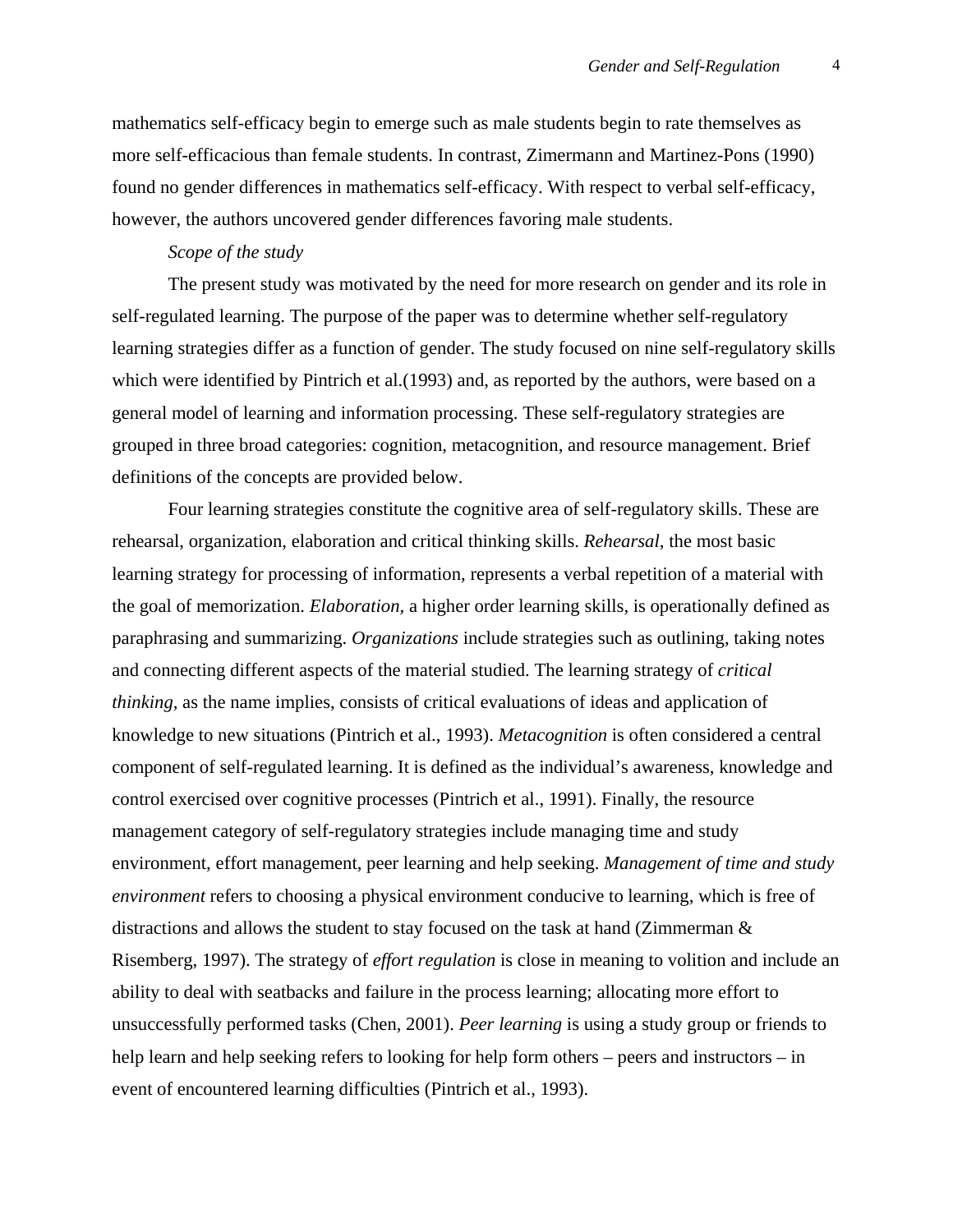mathematics self-efficacy begin to emerge such as male students begin to rate themselves as more self-efficacious than female students. In contrast, Zimermann and Martinez-Pons (1990) found no gender differences in mathematics self-efficacy. With respect to verbal self-efficacy, however, the authors uncovered gender differences favoring male students.

*Scope of the study*

The present study was motivated by the need for more research on gender and its role in self-regulated learning. The purpose of the paper was to determine whether self-regulatory learning strategies differ as a function of gender. The study focused on nine self-regulatory skills which were identified by Pintrich et al.(1993) and, as reported by the authors, were based on a general model of learning and information processing. These self-regulatory strategies are grouped in three broad categories: cognition, metacognition, and resource management. Brief definitions of the concepts are provided below.

Four learning strategies constitute the cognitive area of self-regulatory skills. These are rehearsal, organization, elaboration and critical thinking skills. *Rehearsal*, the most basic learning strategy for processing of information, represents a verbal repetition of a material with the goal of memorization. *Elaboration*, a higher order learning skills, is operationally defined as paraphrasing and summarizing. *Organizations* include strategies such as outlining, taking notes and connecting different aspects of the material studied. The learning strategy of *critical thinking*, as the name implies, consists of critical evaluations of ideas and application of knowledge to new situations (Pintrich et al., 1993). *Metacognition* is often considered a central component of self-regulated learning. It is defined as the individual's awareness, knowledge and control exercised over cognitive processes (Pintrich et al., 1991). Finally, the resource management category of self-regulatory strategies include managing time and study environment, effort management, peer learning and help seeking. *Management of time and study environment* refers to choosing a physical environment conducive to learning, which is free of distractions and allows the student to stay focused on the task at hand (Zimmerman & Risemberg, 1997). The strategy of *effort regulation* is close in meaning to volition and include an ability to deal with seatbacks and failure in the process learning; allocating more effort to unsuccessfully performed tasks (Chen, 2001). *Peer learning* is using a study group or friends to help learn and help seeking refers to looking for help form others – peers and instructors – in event of encountered learning difficulties (Pintrich et al., 1993).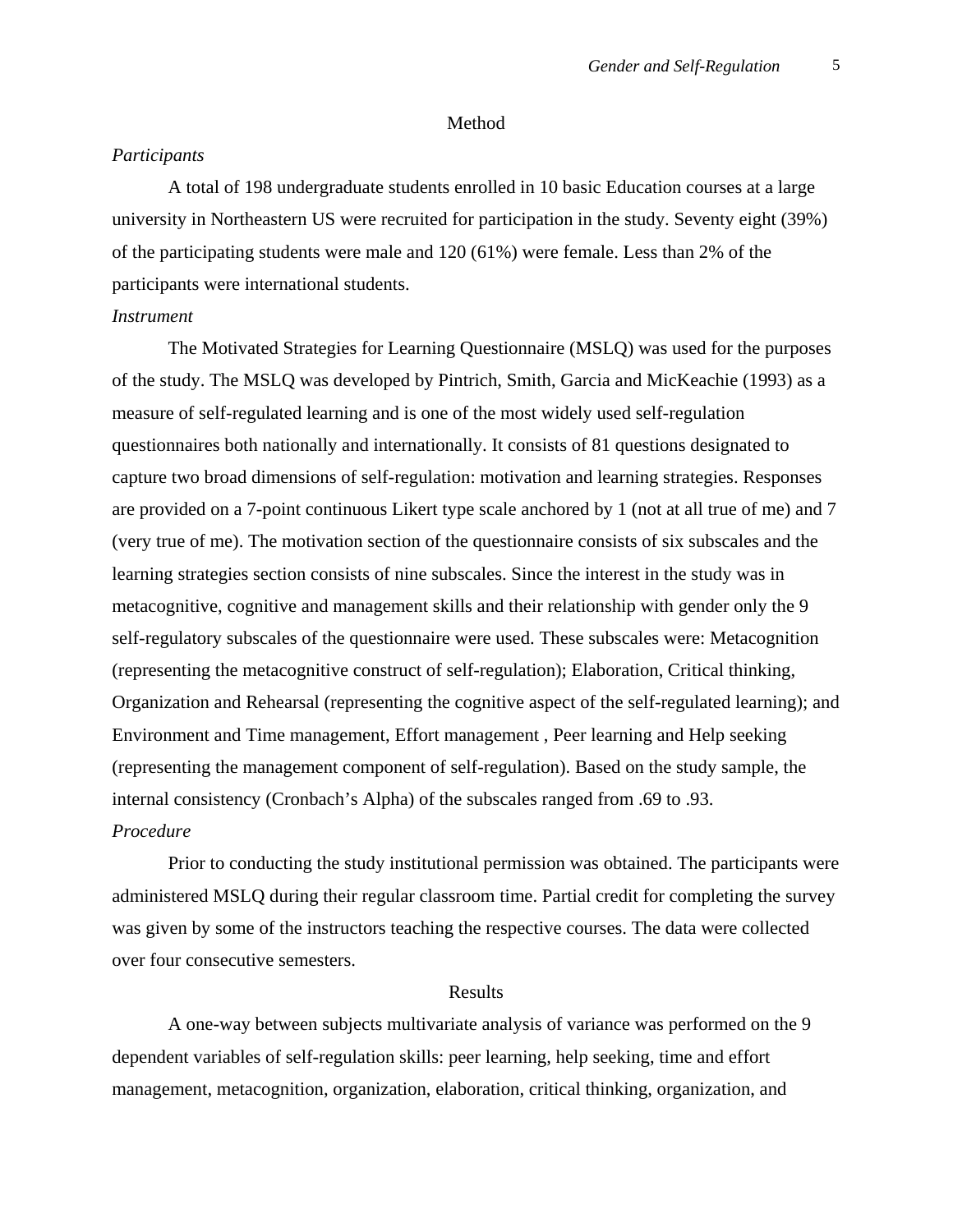## Method

### *Participants*

A total of 198 undergraduate students enrolled in 10 basic Education courses at a large university in Northeastern US were recruited for participation in the study. Seventy eight (39%) of the participating students were male and 120 (61%) were female. Less than 2% of the participants were international students.

### *Instrument*

The Motivated Strategies for Learning Questionnaire (MSLQ) was used for the purposes of the study. The MSLQ was developed by Pintrich, Smith, Garcia and MicKeachie (1993) as a measure of self-regulated learning and is one of the most widely used self-regulation questionnaires both nationally and internationally. It consists of 81 questions designated to capture two broad dimensions of self-regulation: motivation and learning strategies. Responses are provided on a 7-point continuous Likert type scale anchored by 1 (not at all true of me) and 7 (very true of me). The motivation section of the questionnaire consists of six subscales and the learning strategies section consists of nine subscales. Since the interest in the study was in metacognitive, cognitive and management skills and their relationship with gender only the 9 self-regulatory subscales of the questionnaire were used. These subscales were: Metacognition (representing the metacognitive construct of self-regulation); Elaboration, Critical thinking, Organization and Rehearsal (representing the cognitive aspect of the self-regulated learning); and Environment and Time management, Effort management , Peer learning and Help seeking (representing the management component of self-regulation). Based on the study sample, the internal consistency (Cronbach's Alpha) of the subscales ranged from .69 to .93.

### *Procedure*

Prior to conducting the study institutional permission was obtained. The participants were administered MSLQ during their regular classroom time. Partial credit for completing the survey was given by some of the instructors teaching the respective courses. The data were collected over four consecutive semesters.

## Results

A one-way between subjects multivariate analysis of variance was performed on the 9 dependent variables of self-regulation skills: peer learning, help seeking, time and effort management, metacognition, organization, elaboration, critical thinking, organization, and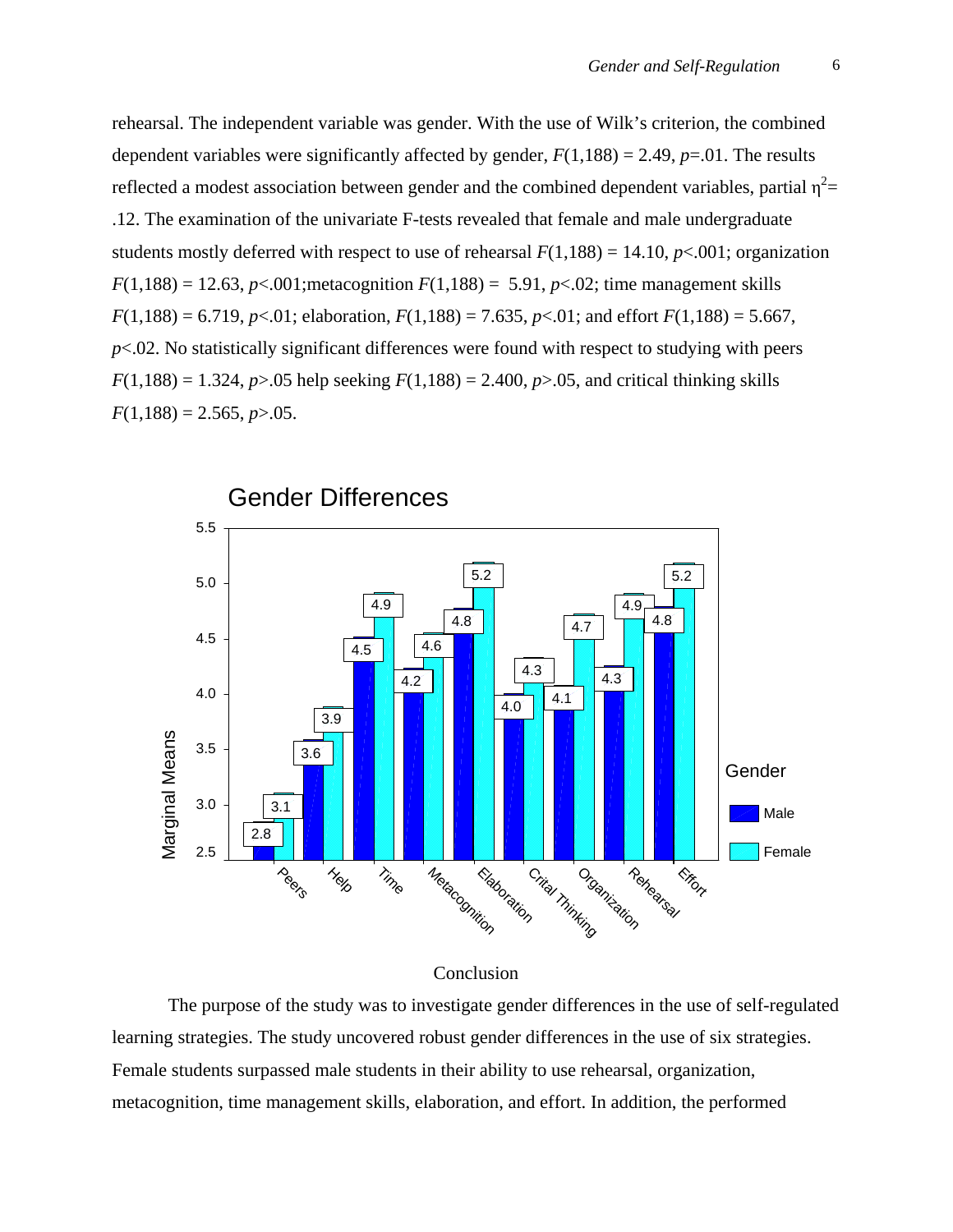rehearsal. The independent variable was gender. With the use of Wilk's criterion, the combined dependent variables were significantly affected by gender, $F(1,188) = 2.49$, $p=.01$. The results reflected a modest association between gender and the combined dependent variables, partial $\eta^2 = .12$. The examination of the univariate F-tests revealed that female and male undergraduate students mostly deferred with respect to use of rehearsal $F(1,188) = 14.10$, $p<.001$; organization $F(1,188) = 12.63$, $p<.001$;metacognition $F(1,188) = 5.91$, $p<.02$; time management skills $F(1,188) = 6.719$, $p<.01$; elaboration, $F(1,188) = 7.635$, $p<.01$; and effort $F(1,188) = 5.667$, $p<.02$. No statistically significant differences were found with respect to studying with peers $F(1,188) = 1.324$, $p>.05$ help seeking $F(1,188) = 2.400$, $p>.05$, and critical thinking skills $F(1,188) = 2.565$, $p>.05$.

## Conclusion

The purpose of the study was to investigate gender differences in the use of self-regulated learning strategies. The study uncovered robust gender differences in the use of six strategies. Female students surpassed male students in their ability to use rehearsal, organization, metacognition, time management skills, elaboration, and effort. In addition, the performed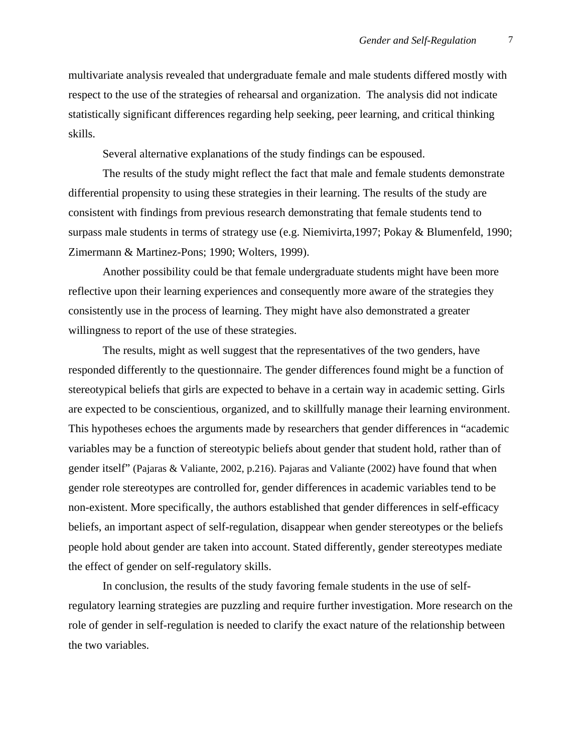multivariate analysis revealed that undergraduate female and male students differed mostly with respect to the use of the strategies of rehearsal and organization. The analysis did not indicate statistically significant differences regarding help seeking, peer learning, and critical thinking skills.

Several alternative explanations of the study findings can be espoused.

The results of the study might reflect the fact that male and female students demonstrate differential propensity to using these strategies in their learning. The results of the study are consistent with findings from previous research demonstrating that female students tend to surpass male students in terms of strategy use (e.g. Niemivirta,1997; Pokay & Blumenfeld, 1990; Zimermann & Martinez-Pons; 1990; Wolters, 1999).

Another possibility could be that female undergraduate students might have been more reflective upon their learning experiences and consequently more aware of the strategies they consistently use in the process of learning. They might have also demonstrated a greater willingness to report of the use of these strategies.

The results, might as well suggest that the representatives of the two genders, have responded differently to the questionnaire. The gender differences found might be a function of stereotypical beliefs that girls are expected to behave in a certain way in academic setting. Girls are expected to be conscientious, organized, and to skillfully manage their learning environment. This hypotheses echoes the arguments made by researchers that gender differences in "academic variables may be a function of stereotypic beliefs about gender that student hold, rather than of gender itself" (Pajaras & Valiante, 2002, p.216). Pajaras and Valiante (2002) have found that when gender role stereotypes are controlled for, gender differences in academic variables tend to be non-existent. More specifically, the authors established that gender differences in self-efficacy beliefs, an important aspect of self-regulation, disappear when gender stereotypes or the beliefs people hold about gender are taken into account. Stated differently, gender stereotypes mediate the effect of gender on self-regulatory skills.

In conclusion, the results of the study favoring female students in the use of self-regulatory learning strategies are puzzling and require further investigation. More research on the role of gender in self-regulation is needed to clarify the exact nature of the relationship between the two variables.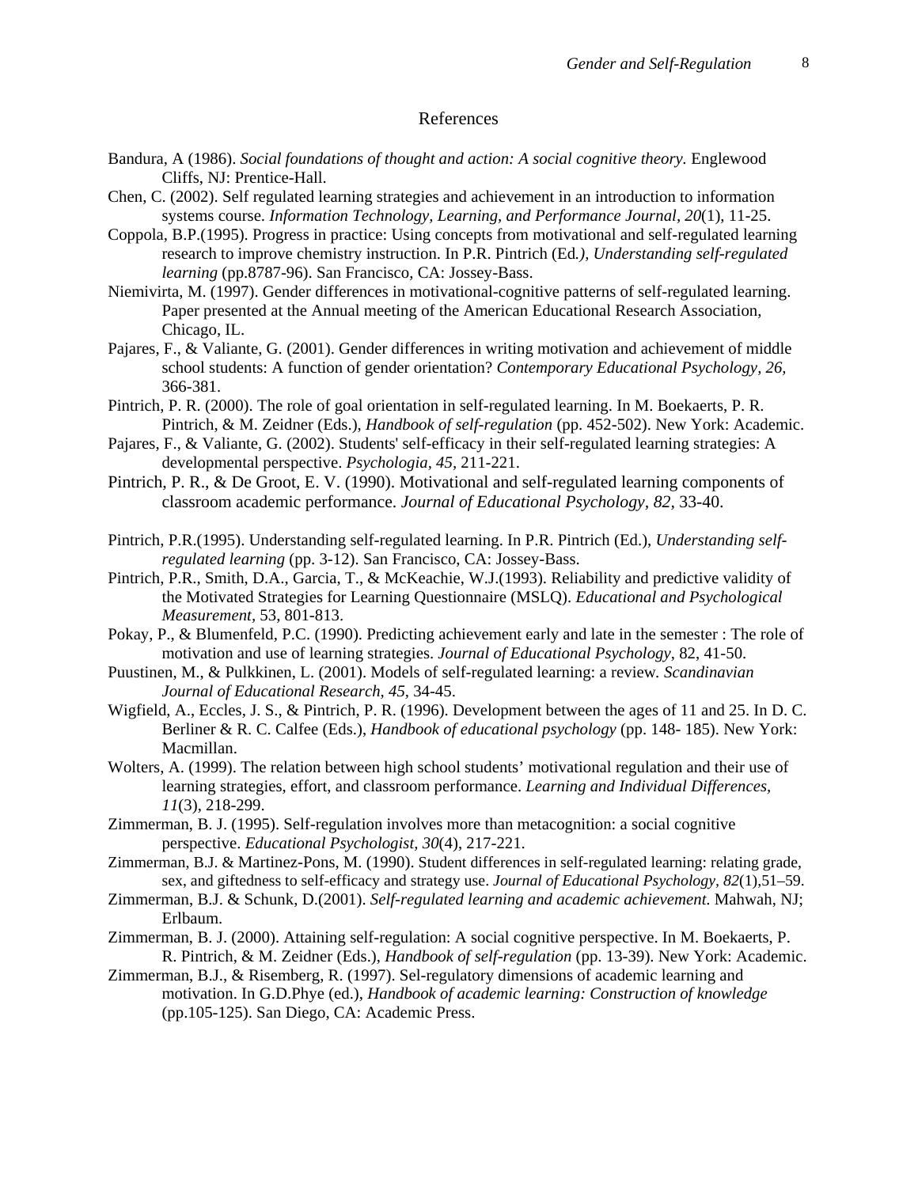# References

Bandura, A (1986). *Social foundations of thought and action: A social cognitive theory*. Englewood Cliffs, NJ: Prentice-Hall.

Chen, C. (2002). Self regulated learning strategies and achievement in an introduction to information systems course. *Information Technology, Learning, and Performance Journal, 20*(1), 11-25.

Coppola, B.P.(1995). Progress in practice: Using concepts from motivational and self-regulated learning research to improve chemistry instruction. In P.R. Pintrich (Ed*.), Understanding self-regulated learning* (pp.8787-96). San Francisco, CA: Jossey-Bass.

Niemivirta, M. (1997). Gender differences in motivational-cognitive patterns of self-regulated learning. Paper presented at the Annual meeting of the American Educational Research Association, Chicago, IL.

Pajares, F., & Valiante, G. (2001). Gender differences in writing motivation and achievement of middle school students: A function of gender orientation? *Contemporary Educational Psychology, 26,* 366-381.

Pintrich, P. R. (2000). The role of goal orientation in self-regulated learning. In M. Boekaerts, P. R. Pintrich, & M. Zeidner (Eds.), *Handbook of self-regulation* (pp. 452-502). New York: Academic.

Pajares, F., & Valiante, G. (2002). Students' self-efficacy in their self-regulated learning strategies: A developmental perspective. *Psychologia, 45,* 211-221.

Pintrich, P. R., & De Groot, E. V. (1990). Motivational and self-regulated learning components of classroom academic performance. *Journal of Educational Psychology, 82,* 33-40.

Pintrich, P.R.(1995). Understanding self-regulated learning. In P.R. Pintrich (Ed.), *Understanding self-regulated learning* (pp. 3-12). San Francisco, CA: Jossey-Bass.

Pintrich, P.R., Smith, D.A., Garcia, T., & McKeachie, W.J.(1993). Reliability and predictive validity of the Motivated Strategies for Learning Questionnaire (MSLQ). *Educational and Psychological Measurement,* 53, 801-813.

Pokay, P., & Blumenfeld, P.C. (1990). Predicting achievement early and late in the semester : The role of motivation and use of learning strategies. *Journal of Educational Psychology*, 82, 41-50.

Puustinen, M., & Pulkkinen, L. (2001). Models of self-regulated learning: a review. *Scandinavian Journal of Educational Research, 45,* 34-45.

Wigfield, A., Eccles, J. S., & Pintrich, P. R. (1996). Development between the ages of 11 and 25. In D. C. Berliner & R. C. Calfee (Eds.), *Handbook of educational psychology* (pp. 148- 185). New York: Macmillan.

Wolters, A. (1999). The relation between high school students' motivational regulation and their use of learning strategies, effort, and classroom performance. *Learning and Individual Differences, 11*(3), 218-299.

Zimmerman, B. J. (1995). Self-regulation involves more than metacognition: a social cognitive perspective. *Educational Psychologist, 30*(4), 217-221.

Zimmerman, B.J. & Martinez-Pons, M. (1990). Student differences in self-regulated learning: relating grade, sex, and giftedness to self-efficacy and strategy use. *Journal of Educational Psychology, 82*(1),51–59.

Zimmerman, B.J. & Schunk, D.(2001). *Self-regulated learning and academic achievement*. Mahwah, NJ; Erlbaum.

Zimmerman, B. J. (2000). Attaining self-regulation: A social cognitive perspective. In M. Boekaerts, P. R. Pintrich, & M. Zeidner (Eds.), *Handbook of self-regulation* (pp. 13-39). New York: Academic.

Zimmerman, B.J., & Risemberg, R. (1997). Sel-regulatory dimensions of academic learning and motivation. In G.D.Phye (ed.), *Handbook of academic learning: Construction of knowledge* (pp.105-125). San Diego, CA: Academic Press.